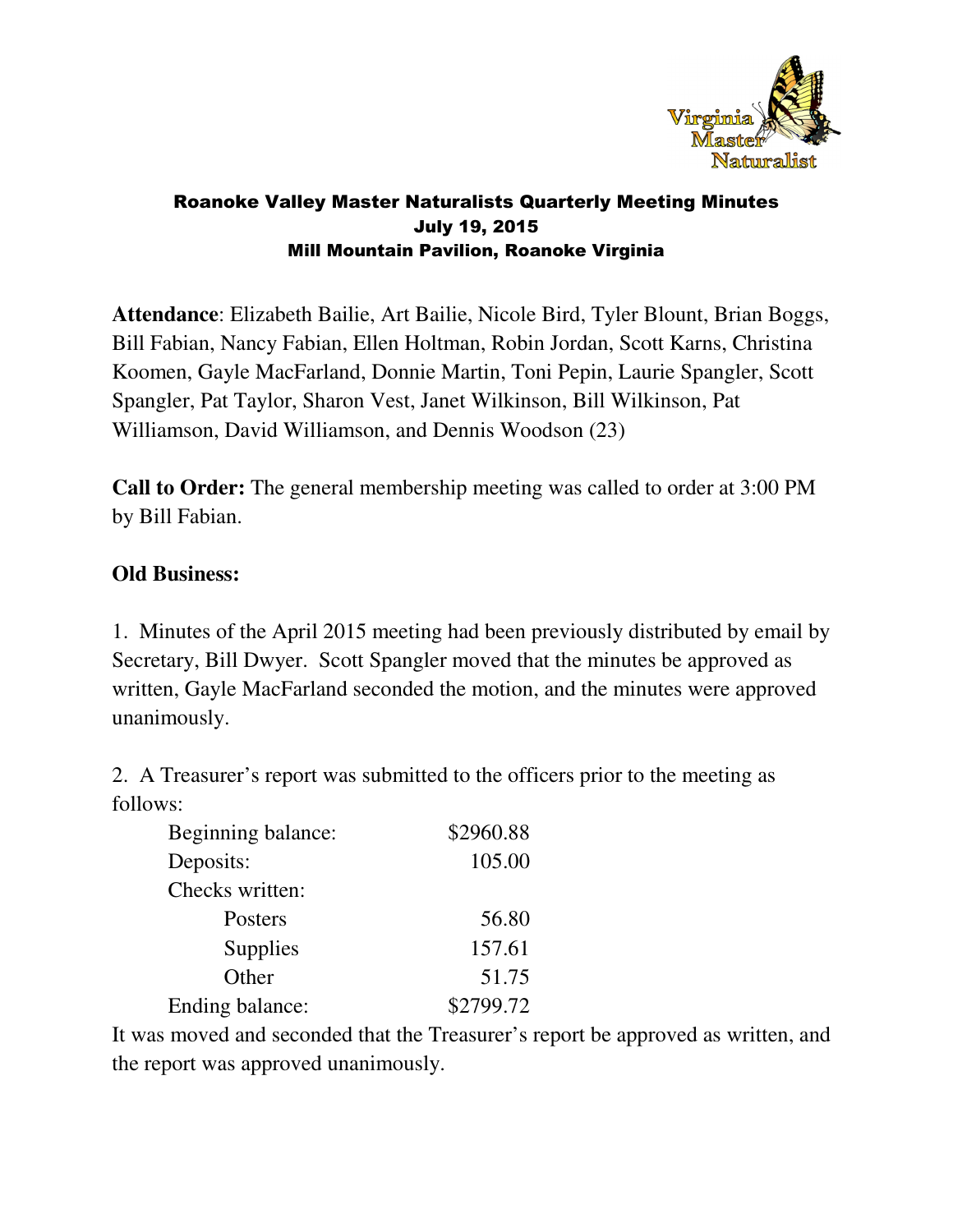# Roanoke Valley Master Naturalists Quarterly Meeting Minutes
## July 19, 2015
## Mill Mountain Pavilion, Roanoke Virginia

**Attendance**: Elizabeth Bailie, Art Bailie, Nicole Bird, Tyler Blount, Brian Boggs, Bill Fabian, Nancy Fabian, Ellen Holtman, Robin Jordan, Scott Karns, Christina Koomen, Gayle MacFarland, Donnie Martin, Toni Pepin, Laurie Spangler, Scott Spangler, Pat Taylor, Sharon Vest, Janet Wilkinson, Bill Wilkinson, Pat Williamson, David Williamson, and Dennis Woodson (23)

**Call to Order:** The general membership meeting was called to order at 3:00 PM by Bill Fabian.

**Old Business:**

1. Minutes of the April 2015 meeting had been previously distributed by email by Secretary, Bill Dwyer. Scott Spangler moved that the minutes be approved as written, Gayle MacFarland seconded the motion, and the minutes were approved unanimously.

2. A Treasurer's report was submitted to the officers prior to the meeting as follows:

| | |
|---|---|
| Beginning balance: | $2960.88 |
| Deposits: | 105.00 |
| Checks written: | |
| Posters | 56.80 |
| Supplies | 157.61 |
| Other | 51.75 |
| Ending balance: | $2799.72 |

It was moved and seconded that the Treasurer's report be approved as written, and the report was approved unanimously.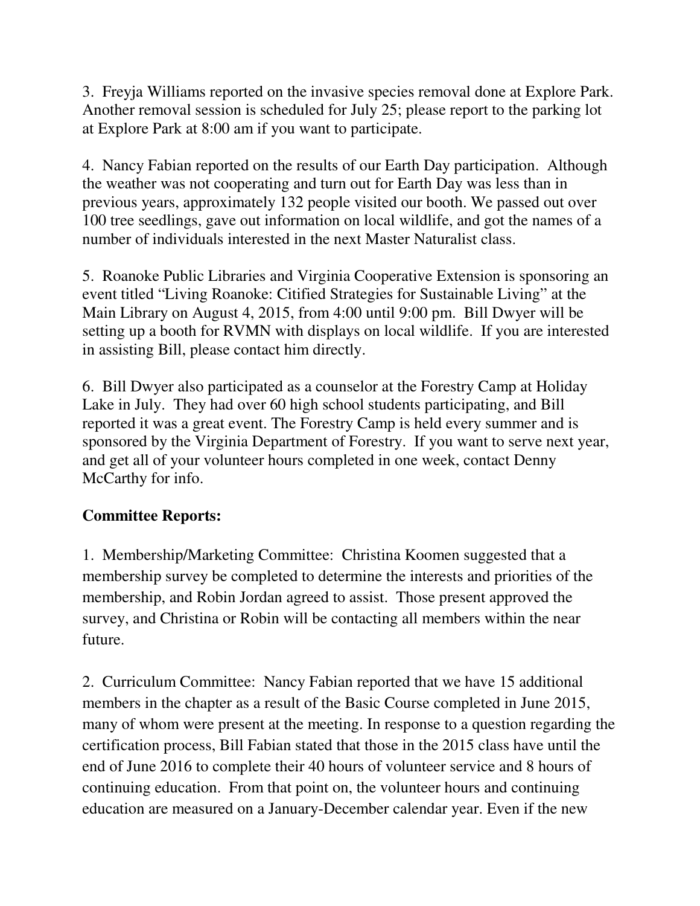3. Freyja Williams reported on the invasive species removal done at Explore Park. Another removal session is scheduled for July 25; please report to the parking lot at Explore Park at 8:00 am if you want to participate.

4. Nancy Fabian reported on the results of our Earth Day participation. Although the weather was not cooperating and turn out for Earth Day was less than in previous years, approximately 132 people visited our booth. We passed out over 100 tree seedlings, gave out information on local wildlife, and got the names of a number of individuals interested in the next Master Naturalist class.

5. Roanoke Public Libraries and Virginia Cooperative Extension is sponsoring an event titled "Living Roanoke: Citified Strategies for Sustainable Living" at the Main Library on August 4, 2015, from 4:00 until 9:00 pm. Bill Dwyer will be setting up a booth for RVMN with displays on local wildlife. If you are interested in assisting Bill, please contact him directly.

6. Bill Dwyer also participated as a counselor at the Forestry Camp at Holiday Lake in July. They had over 60 high school students participating, and Bill reported it was a great event. The Forestry Camp is held every summer and is sponsored by the Virginia Department of Forestry. If you want to serve next year, and get all of your volunteer hours completed in one week, contact Denny McCarthy for info.

**Committee Reports:**

1. Membership/Marketing Committee: Christina Koomen suggested that a membership survey be completed to determine the interests and priorities of the membership, and Robin Jordan agreed to assist. Those present approved the survey, and Christina or Robin will be contacting all members within the near future.

2. Curriculum Committee: Nancy Fabian reported that we have 15 additional members in the chapter as a result of the Basic Course completed in June 2015, many of whom were present at the meeting. In response to a question regarding the certification process, Bill Fabian stated that those in the 2015 class have until the end of June 2016 to complete their 40 hours of volunteer service and 8 hours of continuing education. From that point on, the volunteer hours and continuing education are measured on a January-December calendar year. Even if the new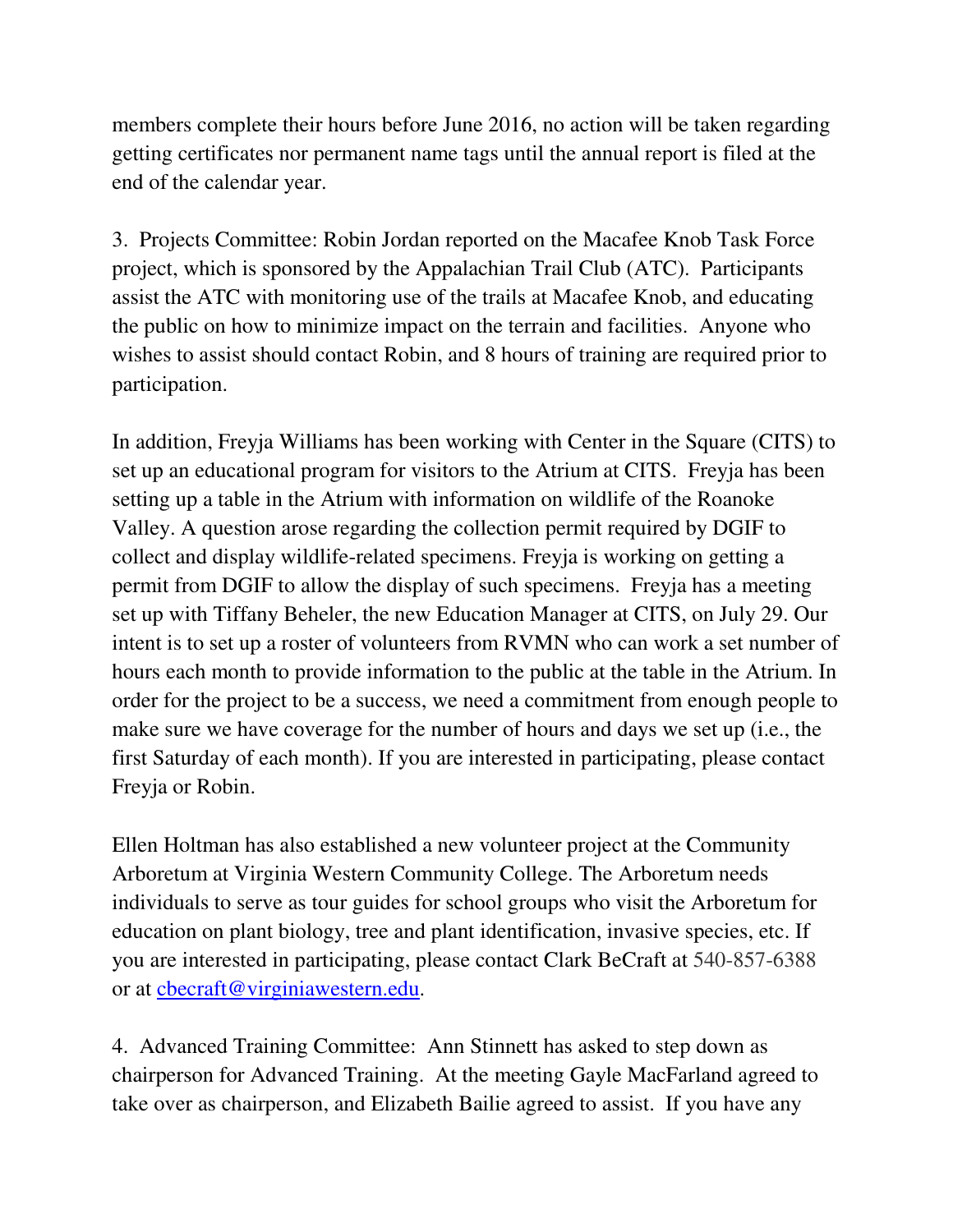members complete their hours before June 2016, no action will be taken regarding getting certificates nor permanent name tags until the annual report is filed at the end of the calendar year.

3. Projects Committee: Robin Jordan reported on the Macafee Knob Task Force project, which is sponsored by the Appalachian Trail Club (ATC). Participants assist the ATC with monitoring use of the trails at Macafee Knob, and educating the public on how to minimize impact on the terrain and facilities. Anyone who wishes to assist should contact Robin, and 8 hours of training are required prior to participation.

In addition, Freyja Williams has been working with Center in the Square (CITS) to set up an educational program for visitors to the Atrium at CITS. Freyja has been setting up a table in the Atrium with information on wildlife of the Roanoke Valley. A question arose regarding the collection permit required by DGIF to collect and display wildlife-related specimens. Freyja is working on getting a permit from DGIF to allow the display of such specimens. Freyja has a meeting set up with Tiffany Beheler, the new Education Manager at CITS, on July 29. Our intent is to set up a roster of volunteers from RVMN who can work a set number of hours each month to provide information to the public at the table in the Atrium. In order for the project to be a success, we need a commitment from enough people to make sure we have coverage for the number of hours and days we set up (i.e., the first Saturday of each month). If you are interested in participating, please contact Freyja or Robin.

Ellen Holtman has also established a new volunteer project at the Community Arboretum at Virginia Western Community College. The Arboretum needs individuals to serve as tour guides for school groups who visit the Arboretum for education on plant biology, tree and plant identification, invasive species, etc. If you are interested in participating, please contact Clark BeCraft at 540-857-6388 or at [cbecraft@virginiawestern.edu](mailto:cbecraft@virginiawestern.edu).

4. Advanced Training Committee: Ann Stinnett has asked to step down as chairperson for Advanced Training. At the meeting Gayle MacFarland agreed to take over as chairperson, and Elizabeth Bailie agreed to assist. If you have any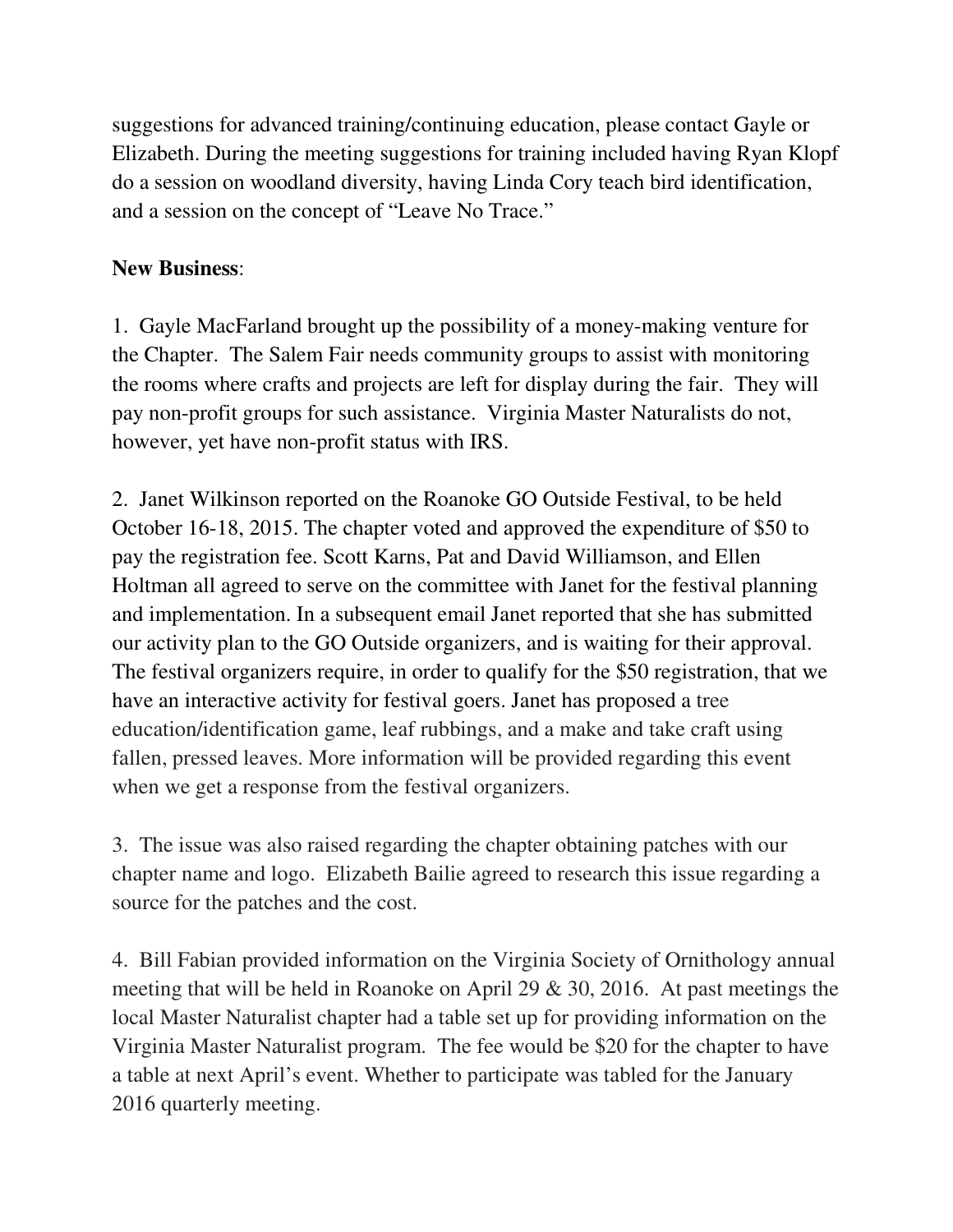suggestions for advanced training/continuing education, please contact Gayle or Elizabeth. During the meeting suggestions for training included having Ryan Klopf do a session on woodland diversity, having Linda Cory teach bird identification, and a session on the concept of "Leave No Trace."

**New Business**:

1. Gayle MacFarland brought up the possibility of a money-making venture for the Chapter. The Salem Fair needs community groups to assist with monitoring the rooms where crafts and projects are left for display during the fair. They will pay non-profit groups for such assistance. Virginia Master Naturalists do not, however, yet have non-profit status with IRS.

2. Janet Wilkinson reported on the Roanoke GO Outside Festival, to be held October 16-18, 2015. The chapter voted and approved the expenditure of $50 to pay the registration fee. Scott Karns, Pat and David Williamson, and Ellen Holtman all agreed to serve on the committee with Janet for the festival planning and implementation. In a subsequent email Janet reported that she has submitted our activity plan to the GO Outside organizers, and is waiting for their approval. The festival organizers require, in order to qualify for the $50 registration, that we have an interactive activity for festival goers. Janet has proposed a tree education/identification game, leaf rubbings, and a make and take craft using fallen, pressed leaves. More information will be provided regarding this event when we get a response from the festival organizers.

3. The issue was also raised regarding the chapter obtaining patches with our chapter name and logo. Elizabeth Bailie agreed to research this issue regarding a source for the patches and the cost.

4. Bill Fabian provided information on the Virginia Society of Ornithology annual meeting that will be held in Roanoke on April 29 & 30, 2016. At past meetings the local Master Naturalist chapter had a table set up for providing information on the Virginia Master Naturalist program. The fee would be $20 for the chapter to have a table at next April's event. Whether to participate was tabled for the January 2016 quarterly meeting.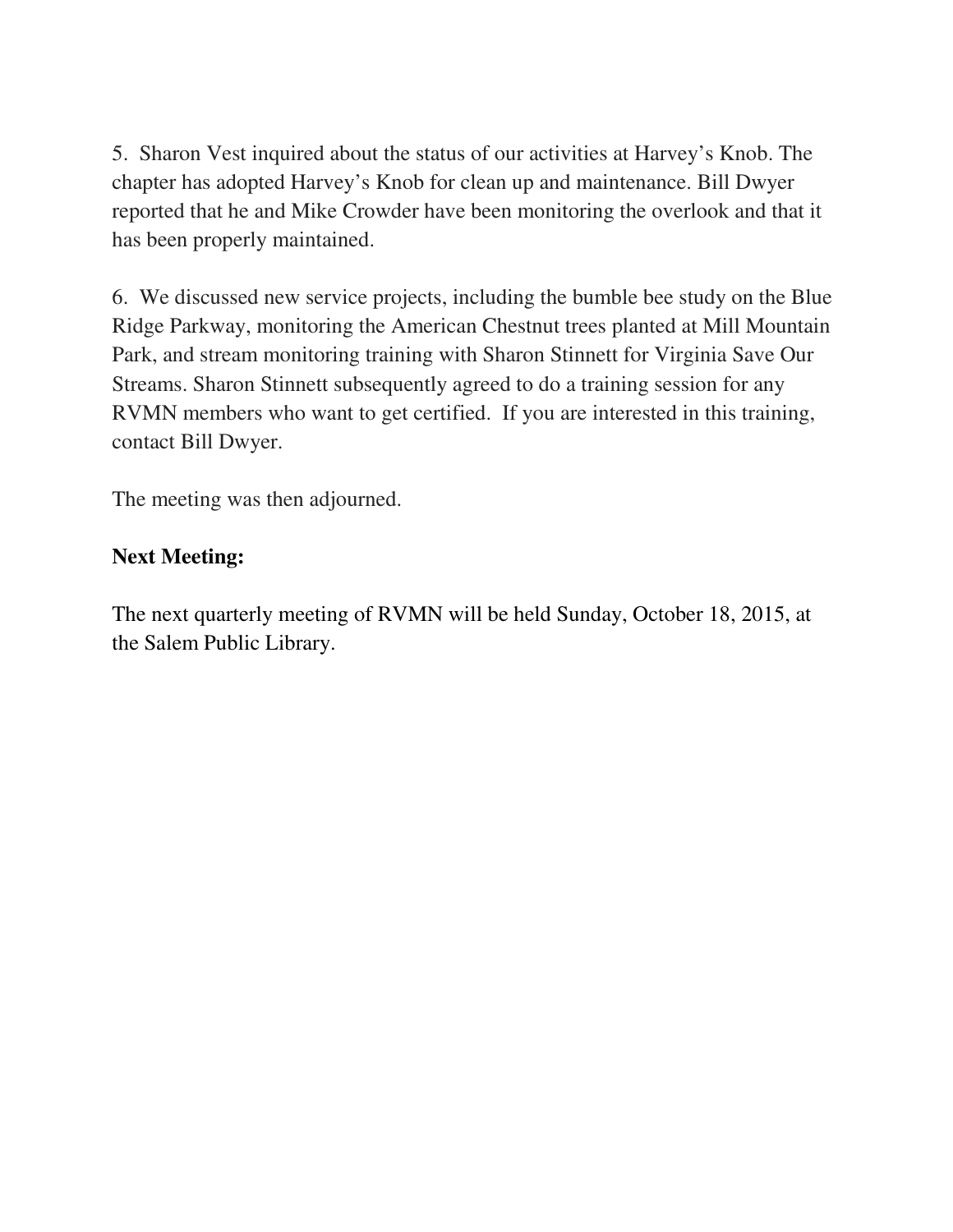5. Sharon Vest inquired about the status of our activities at Harvey's Knob. The chapter has adopted Harvey's Knob for clean up and maintenance. Bill Dwyer reported that he and Mike Crowder have been monitoring the overlook and that it has been properly maintained.

6. We discussed new service projects, including the bumble bee study on the Blue Ridge Parkway, monitoring the American Chestnut trees planted at Mill Mountain Park, and stream monitoring training with Sharon Stinnett for Virginia Save Our Streams. Sharon Stinnett subsequently agreed to do a training session for any RVMN members who want to get certified. If you are interested in this training, contact Bill Dwyer.

The meeting was then adjourned.

**Next Meeting:**

The next quarterly meeting of RVMN will be held Sunday, October 18, 2015, at the Salem Public Library.